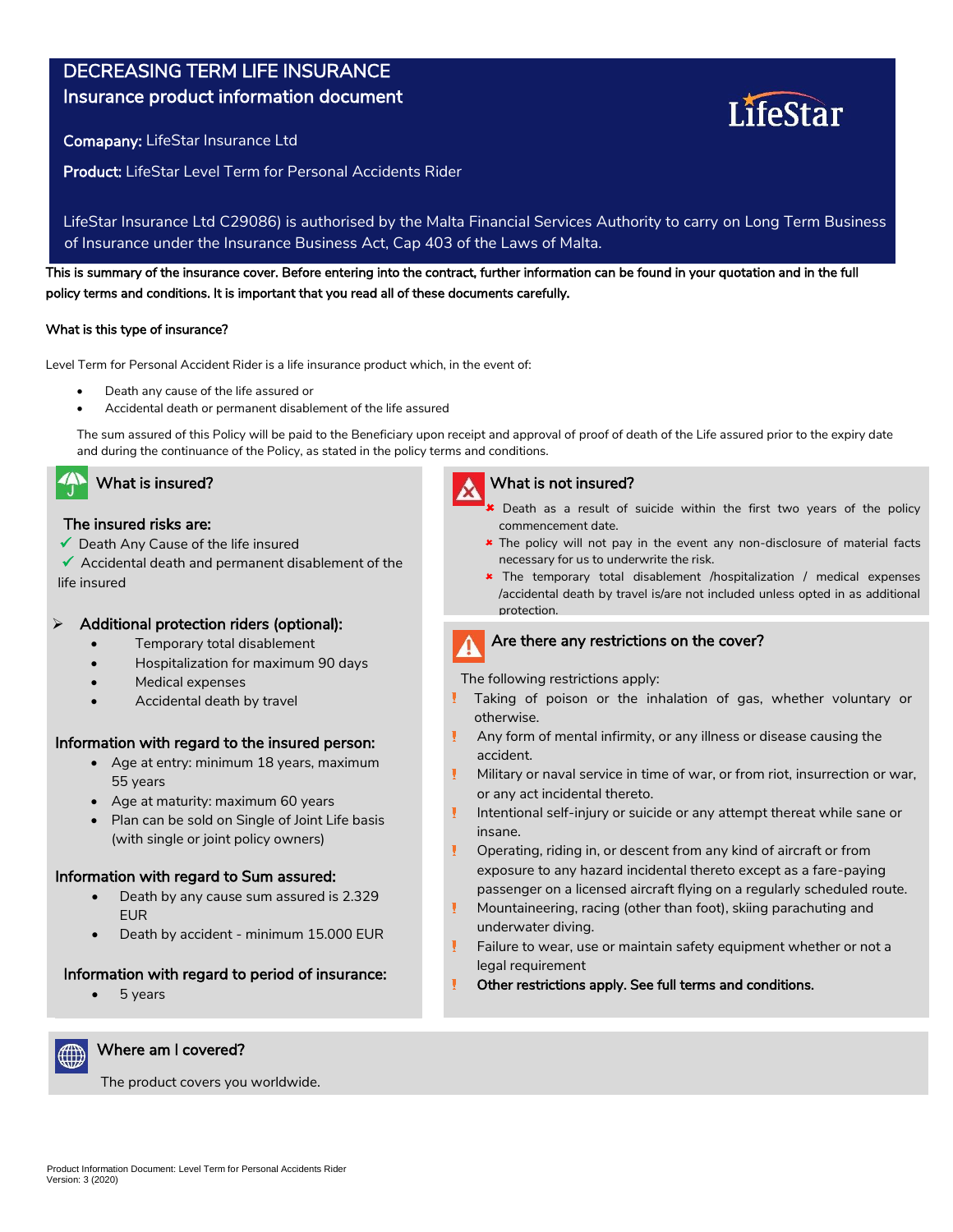# DECREASING TERM LIFE INSURANCE

## Insurance product information document

**Comapany:** LifeStar Insurance Ltd

**Product:** LifeStar Level Term for Personal Accidents Rider

LifeStar Insurance Ltd C29086) is authorised by the Malta Financial Services Authority to carry on Long Term Business of Insurance under the Insurance Business Act, Cap 403 of the Laws of Malta.

**This is summary of the insurance cover. Before entering into the contract, further information can be found in your quotation and in the full policy terms and conditions. It is important that you read all of these documents carefully.**

**What is this type of insurance?**

Level Term for Personal Accident Rider is a life insurance product which, in the event of:

- Death any cause of the life assured or
- Accidental death or permanent disablement of the life assured

The sum assured of this Policy will be paid to the Beneficiary upon receipt and approval of proof of death of the Life assured prior to the expiry date and during the continuance of the Policy, as stated in the policy terms and conditions.

## What is insured?

### The insured risks are:

- ✓ Death Any Cause of the life insured
- ✓ Accidental death and permanent disablement of the life insured

### Additional protection riders (optional):

- Temporary total disablement
- Hospitalization for maximum 90 days
- Medical expenses
- Accidental death by travel

### Information with regard to the insured person:

- Age at entry: minimum 18 years, maximum 55 years
- Age at maturity: maximum 60 years
- Plan can be sold on Single of Joint Life basis (with single or joint policy owners)

### Information with regard to Sum assured:

- Death by any cause sum assured is 2.329 EUR
- Death by accident - minimum 15.000 EUR

### Information with regard to period of insurance:

- 5 years

## What is not insured?

- ✗ Death as a result of suicide within the first two years of the policy commencement date.
- ✗ The policy will not pay in the event any non-disclosure of material facts necessary for us to underwrite the risk.
- ✗ The temporary total disablement /hospitalization / medical expenses /accidental death by travel is/are not included unless opted in as additional protection.

## Are there any restrictions on the cover?

The following restrictions apply:

- ! Taking of poison or the inhalation of gas, whether voluntary or otherwise.
- ! Any form of mental infirmity, or any illness or disease causing the accident.
- ! Military or naval service in time of war, or from riot, insurrection or war, or any act incidental thereto.
- ! Intentional self-injury or suicide or any attempt thereat while sane or insane.
- ! Operating, riding in, or descent from any kind of aircraft or from exposure to any hazard incidental thereto except as a fare-paying passenger on a licensed aircraft flying on a regularly scheduled route.
- ! Mountaineering, racing (other than foot), skiing parachuting and underwater diving.
- ! Failure to wear, use or maintain safety equipment whether or not a legal requirement
- ! **Other restrictions apply. See full terms and conditions.**

## Where am I covered?

The product covers you worldwide.

Product Information Document: Level Term for Personal Accidents Rider
Version: 3 (2020)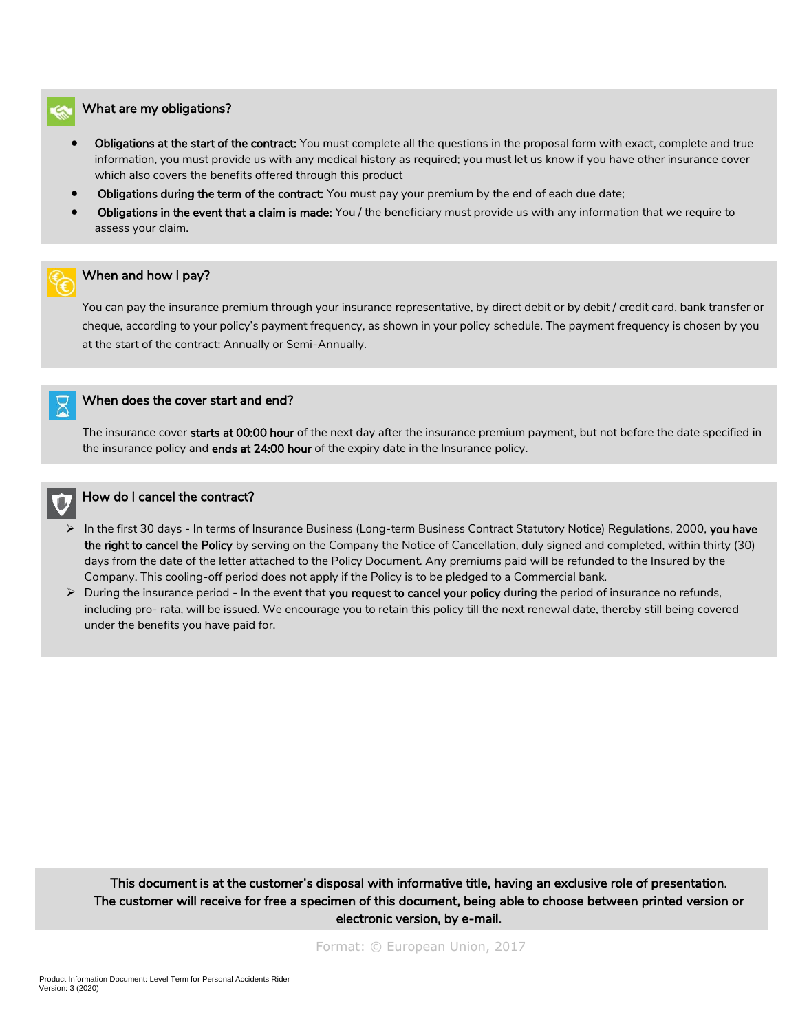## What are my obligations?

- **Obligations at the start of the contract:** You must complete all the questions in the proposal form with exact, complete and true information, you must provide us with any medical history as required; you must let us know if you have other insurance cover which also covers the benefits offered through this product
- **Obligations during the term of the contract:** You must pay your premium by the end of each due date;
- **Obligations in the event that a claim is made:** You / the beneficiary must provide us with any information that we require to assess your claim.

## When and how I pay?

You can pay the insurance premium through your insurance representative, by direct debit or by debit / credit card, bank transfer or cheque, according to your policy's payment frequency, as shown in your policy schedule. The payment frequency is chosen by you at the start of the contract: Annually or Semi-Annually.

## When does the cover start and end?

The insurance cover **starts at 00:00 hour** of the next day after the insurance premium payment, but not before the date specified in the insurance policy and **ends at 24:00 hour** of the expiry date in the Insurance policy.

## How do I cancel the contract?

- In the first 30 days - In terms of Insurance Business (Long-term Business Contract Statutory Notice) Regulations, 2000, **you have the right to cancel the Policy** by serving on the Company the Notice of Cancellation, duly signed and completed, within thirty (30) days from the date of the letter attached to the Policy Document. Any premiums paid will be refunded to the Insured by the Company. This cooling-off period does not apply if the Policy is to be pledged to a Commercial bank.
- During the insurance period - In the event that **you request to cancel your policy** during the period of insurance no refunds, including pro- rata, will be issued. We encourage you to retain this policy till the next renewal date, thereby still being covered under the benefits you have paid for.

**This document is at the customer's disposal with informative title, having an exclusive role of presentation. The customer will receive for free a specimen of this document, being able to choose between printed version or electronic version, by e-mail.**

Format: © European Union, 2017

Product Information Document: Level Term for Personal Accidents Rider
Version: 3 (2020)